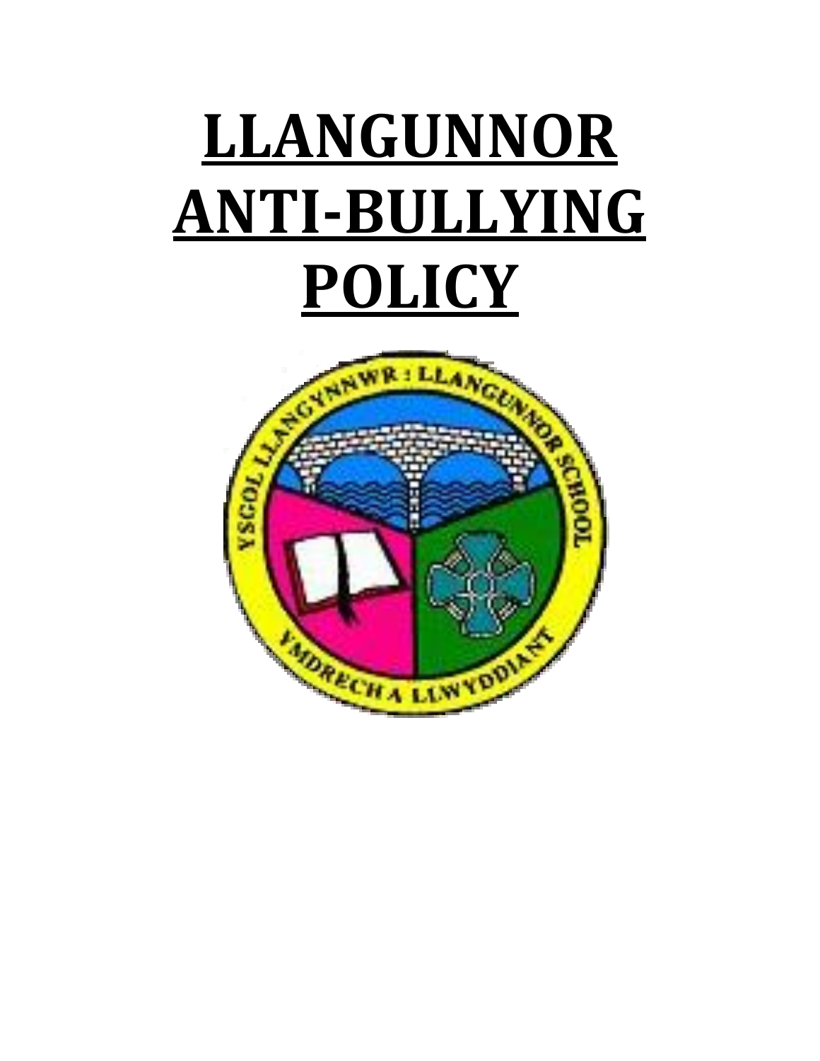# LLANGUNNOR ANTI-BULLYING POLICY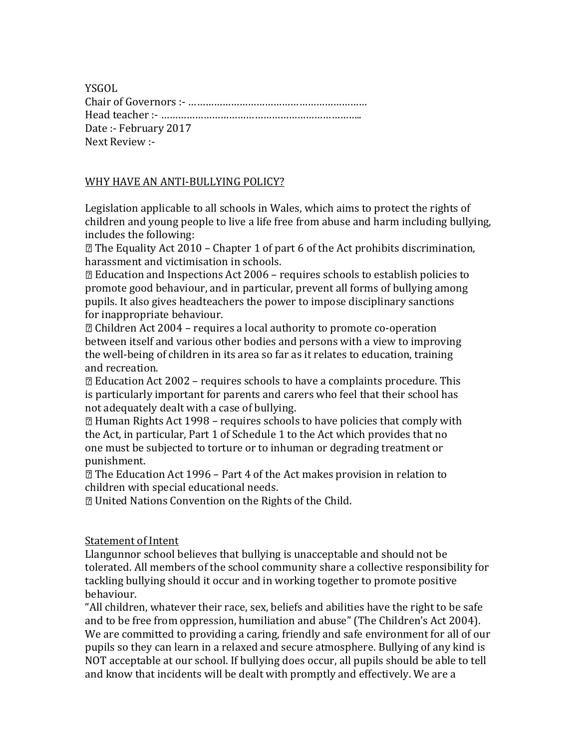YSGOL
Chair of Governors :- ………………………………………………………
Head teacher :- ………………………………………………………………..
Date :- February 2017
Next Review :-

## WHY HAVE AN ANTI-BULLYING POLICY?

Legislation applicable to all schools in Wales, which aims to protect the rights of children and young people to live a life free from abuse and harm including bullying, includes the following:

- The Equality Act 2010 – Chapter 1 of part 6 of the Act prohibits discrimination, harassment and victimisation in schools.
- Education and Inspections Act 2006 – requires schools to establish policies to promote good behaviour, and in particular, prevent all forms of bullying among pupils. It also gives headteachers the power to impose disciplinary sanctions for inappropriate behaviour.
- Children Act 2004 – requires a local authority to promote co-operation between itself and various other bodies and persons with a view to improving the well-being of children in its area so far as it relates to education, training and recreation.
- Education Act 2002 – requires schools to have a complaints procedure. This is particularly important for parents and carers who feel that their school has not adequately dealt with a case of bullying.
- Human Rights Act 1998 – requires schools to have policies that comply with the Act, in particular, Part 1 of Schedule 1 to the Act which provides that no one must be subjected to torture or to inhuman or degrading treatment or punishment.
- The Education Act 1996 – Part 4 of the Act makes provision in relation to children with special educational needs.
- United Nations Convention on the Rights of the Child.

## Statement of Intent

Llangunnor school believes that bullying is unacceptable and should not be tolerated. All members of the school community share a collective responsibility for tackling bullying should it occur and in working together to promote positive behaviour.

"All children, whatever their race, sex, beliefs and abilities have the right to be safe and to be free from oppression, humiliation and abuse" (The Children's Act 2004). We are committed to providing a caring, friendly and safe environment for all of our pupils so they can learn in a relaxed and secure atmosphere. Bullying of any kind is NOT acceptable at our school. If bullying does occur, all pupils should be able to tell and know that incidents will be dealt with promptly and effectively. We are a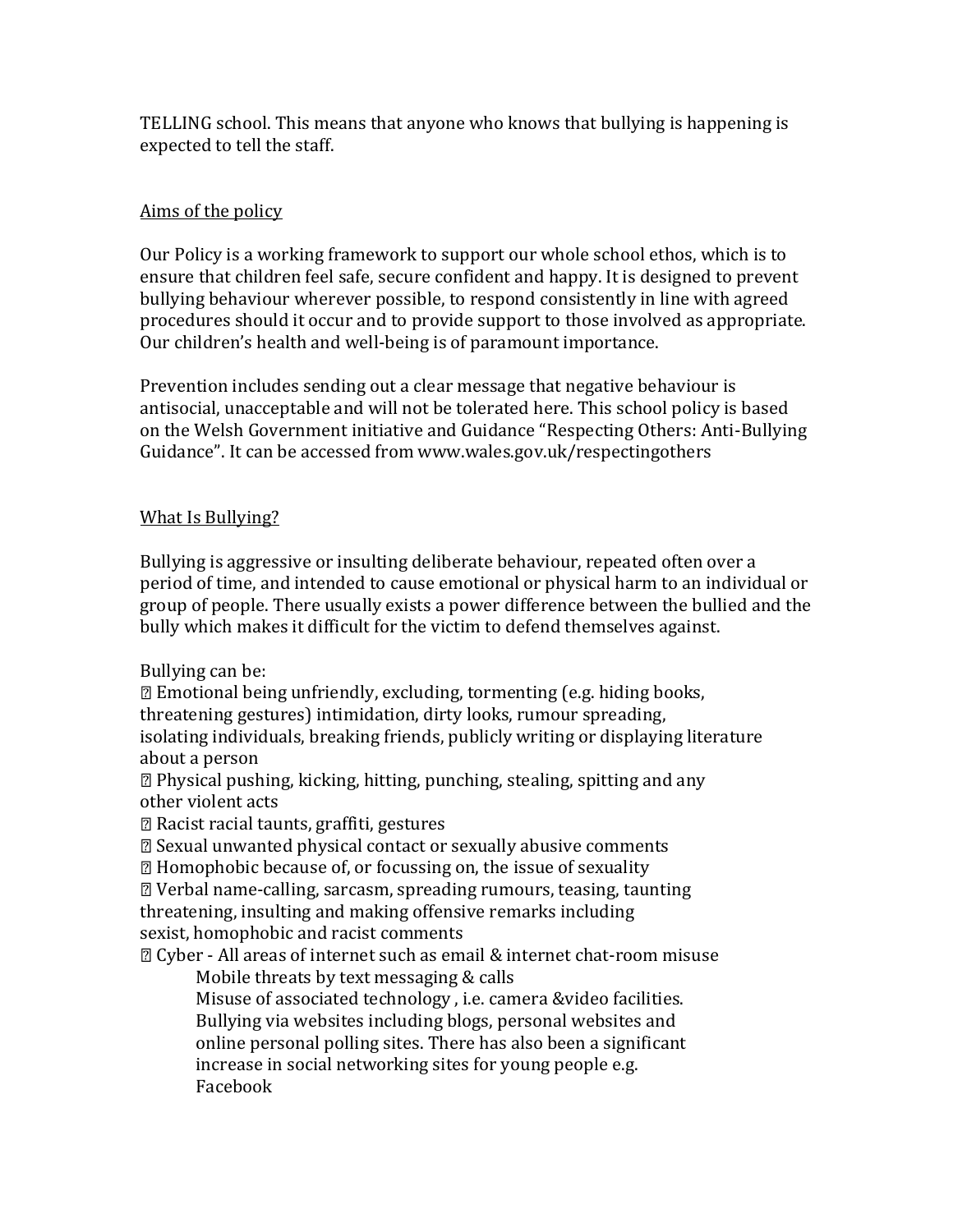TELLING school. This means that anyone who knows that bullying is happening is expected to tell the staff.

## Aims of the policy

Our Policy is a working framework to support our whole school ethos, which is to ensure that children feel safe, secure confident and happy. It is designed to prevent bullying behaviour wherever possible, to respond consistently in line with agreed procedures should it occur and to provide support to those involved as appropriate. Our children's health and well-being is of paramount importance.

Prevention includes sending out a clear message that negative behaviour is antisocial, unacceptable and will not be tolerated here. This school policy is based on the Welsh Government initiative and Guidance "Respecting Others: Anti-Bullying Guidance". It can be accessed from www.wales.gov.uk/respectingothers

## What Is Bullying?

Bullying is aggressive or insulting deliberate behaviour, repeated often over a period of time, and intended to cause emotional or physical harm to an individual or group of people. There usually exists a power difference between the bullied and the bully which makes it difficult for the victim to defend themselves against.

Bullying can be:

- Emotional being unfriendly, excluding, tormenting (e.g. hiding books, threatening gestures) intimidation, dirty looks, rumour spreading, isolating individuals, breaking friends, publicly writing or displaying literature about a person
- Physical pushing, kicking, hitting, punching, stealing, spitting and any other violent acts
- Racist racial taunts, graffiti, gestures
- Sexual unwanted physical contact or sexually abusive comments
- Homophobic because of, or focussing on, the issue of sexuality
- Verbal name-calling, sarcasm, spreading rumours, teasing, taunting threatening, insulting and making offensive remarks including sexist, homophobic and racist comments
- Cyber - All areas of internet such as email & internet chat-room misuse
  Mobile threats by text messaging & calls
  Misuse of associated technology , i.e. camera &video facilities.
  Bullying via websites including blogs, personal websites and online personal polling sites. There has also been a significant increase in social networking sites for young people e.g. Facebook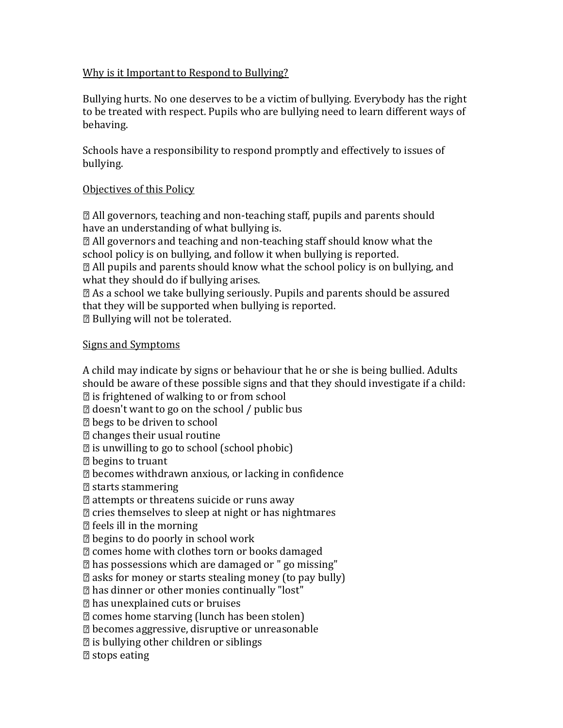## Why is it Important to Respond to Bullying?

Bullying hurts. No one deserves to be a victim of bullying. Everybody has the right to be treated with respect. Pupils who are bullying need to learn different ways of behaving.

Schools have a responsibility to respond promptly and effectively to issues of bullying.

## Objectives of this Policy

- All governors, teaching and non-teaching staff, pupils and parents should have an understanding of what bullying is.
- All governors and teaching and non-teaching staff should know what the school policy is on bullying, and follow it when bullying is reported.
- All pupils and parents should know what the school policy is on bullying, and what they should do if bullying arises.
- As a school we take bullying seriously. Pupils and parents should be assured that they will be supported when bullying is reported.
- Bullying will not be tolerated.

## Signs and Symptoms

A child may indicate by signs or behaviour that he or she is being bullied. Adults should be aware of these possible signs and that they should investigate if a child:

- is frightened of walking to or from school
- doesn't want to go on the school / public bus
- begs to be driven to school
- changes their usual routine
- is unwilling to go to school (school phobic)
- begins to truant
- becomes withdrawn anxious, or lacking in confidence
- starts stammering
- attempts or threatens suicide or runs away
- cries themselves to sleep at night or has nightmares
- feels ill in the morning
- begins to do poorly in school work
- comes home with clothes torn or books damaged
- has possessions which are damaged or " go missing"
- asks for money or starts stealing money (to pay bully)
- has dinner or other monies continually "lost"
- has unexplained cuts or bruises
- comes home starving (lunch has been stolen)
- becomes aggressive, disruptive or unreasonable
- is bullying other children or siblings
- stops eating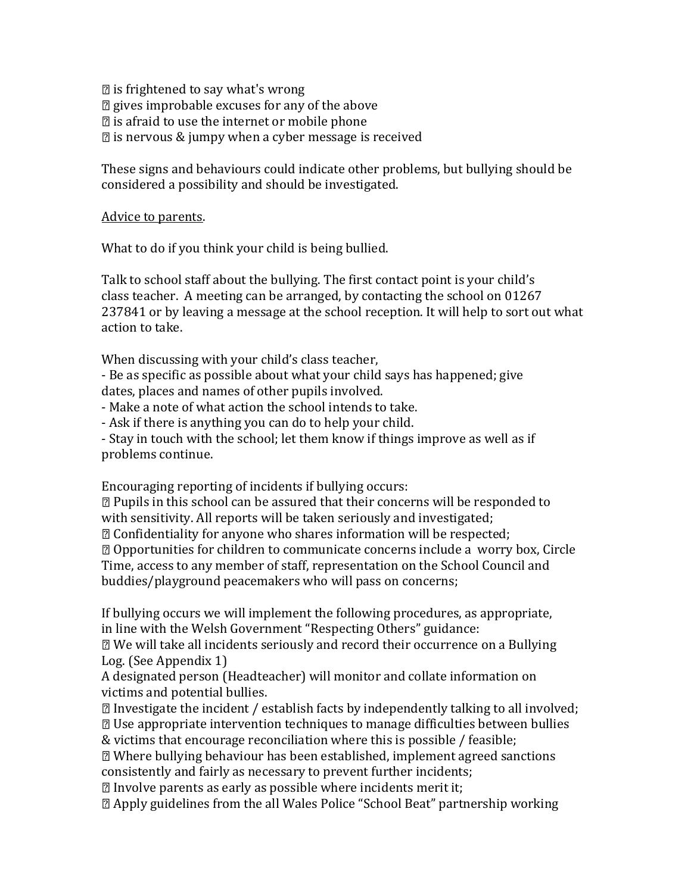- is frightened to say what's wrong
- gives improbable excuses for any of the above
- is afraid to use the internet or mobile phone
- is nervous & jumpy when a cyber message is received

These signs and behaviours could indicate other problems, but bullying should be considered a possibility and should be investigated.

<u>Advice to parents</u>.

What to do if you think your child is being bullied.

Talk to school staff about the bullying. The first contact point is your child's class teacher. A meeting can be arranged, by contacting the school on 01267 237841 or by leaving a message at the school reception. It will help to sort out what action to take.

When discussing with your child's class teacher,

- Be as specific as possible about what your child says has happened; give dates, places and names of other pupils involved.
- Make a note of what action the school intends to take.
- Ask if there is anything you can do to help your child.
- Stay in touch with the school; let them know if things improve as well as if problems continue.

Encouraging reporting of incidents if bullying occurs:

- Pupils in this school can be assured that their concerns will be responded to with sensitivity. All reports will be taken seriously and investigated;
- Confidentiality for anyone who shares information will be respected;
- Opportunities for children to communicate concerns include a worry box, Circle Time, access to any member of staff, representation on the School Council and buddies/playground peacemakers who will pass on concerns;

If bullying occurs we will implement the following procedures, as appropriate, in line with the Welsh Government "Respecting Others" guidance:

- We will take all incidents seriously and record their occurrence on a Bullying Log. (See Appendix 1)
A designated person (Headteacher) will monitor and collate information on victims and potential bullies.
- Investigate the incident / establish facts by independently talking to all involved;
- Use appropriate intervention techniques to manage difficulties between bullies & victims that encourage reconciliation where this is possible / feasible;
- Where bullying behaviour has been established, implement agreed sanctions consistently and fairly as necessary to prevent further incidents;
- Involve parents as early as possible where incidents merit it;
- Apply guidelines from the all Wales Police "School Beat" partnership working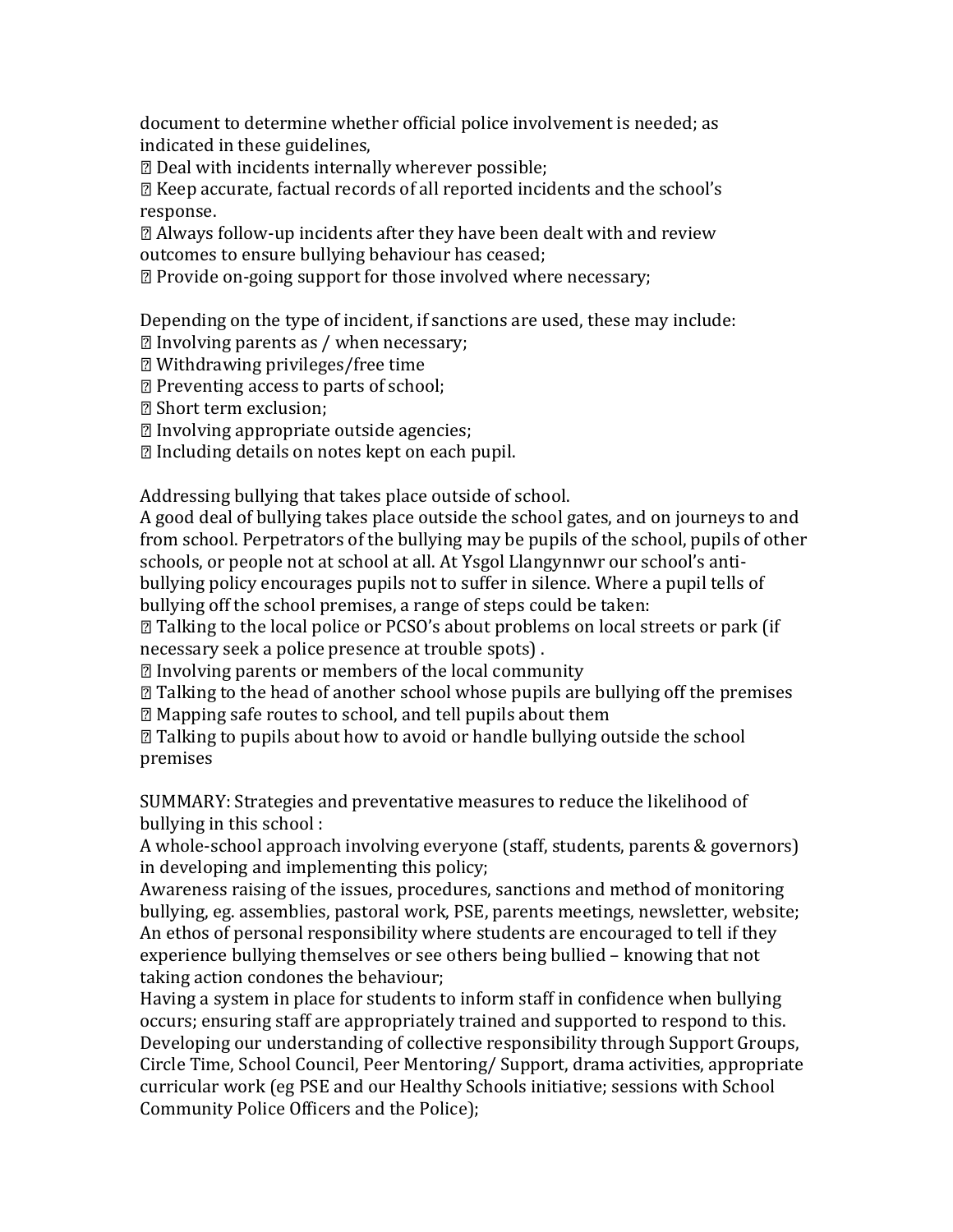document to determine whether official police involvement is needed; as indicated in these guidelines,

- Deal with incidents internally wherever possible;
- Keep accurate, factual records of all reported incidents and the school's response.
- Always follow-up incidents after they have been dealt with and review outcomes to ensure bullying behaviour has ceased;
- Provide on-going support for those involved where necessary;

Depending on the type of incident, if sanctions are used, these may include:

- Involving parents as / when necessary;
- Withdrawing privileges/free time
- Preventing access to parts of school;
- Short term exclusion;
- Involving appropriate outside agencies;
- Including details on notes kept on each pupil.

Addressing bullying that takes place outside of school.

A good deal of bullying takes place outside the school gates, and on journeys to and from school. Perpetrators of the bullying may be pupils of the school, pupils of other schools, or people not at school at all. At Ysgol Llangynnwr our school's anti-bullying policy encourages pupils not to suffer in silence. Where a pupil tells of bullying off the school premises, a range of steps could be taken:

- Talking to the local police or PCSO's about problems on local streets or park (if necessary seek a police presence at trouble spots) .
- Involving parents or members of the local community
- Talking to the head of another school whose pupils are bullying off the premises
- Mapping safe routes to school, and tell pupils about them
- Talking to pupils about how to avoid or handle bullying outside the school premises

SUMMARY: Strategies and preventative measures to reduce the likelihood of bullying in this school :

A whole-school approach involving everyone (staff, students, parents & governors) in developing and implementing this policy;

Awareness raising of the issues, procedures, sanctions and method of monitoring bullying, eg. assemblies, pastoral work, PSE, parents meetings, newsletter, website;

An ethos of personal responsibility where students are encouraged to tell if they experience bullying themselves or see others being bullied – knowing that not taking action condones the behaviour;

Having a system in place for students to inform staff in confidence when bullying occurs; ensuring staff are appropriately trained and supported to respond to this.

Developing our understanding of collective responsibility through Support Groups, Circle Time, School Council, Peer Mentoring/ Support, drama activities, appropriate curricular work (eg PSE and our Healthy Schools initiative; sessions with School Community Police Officers and the Police);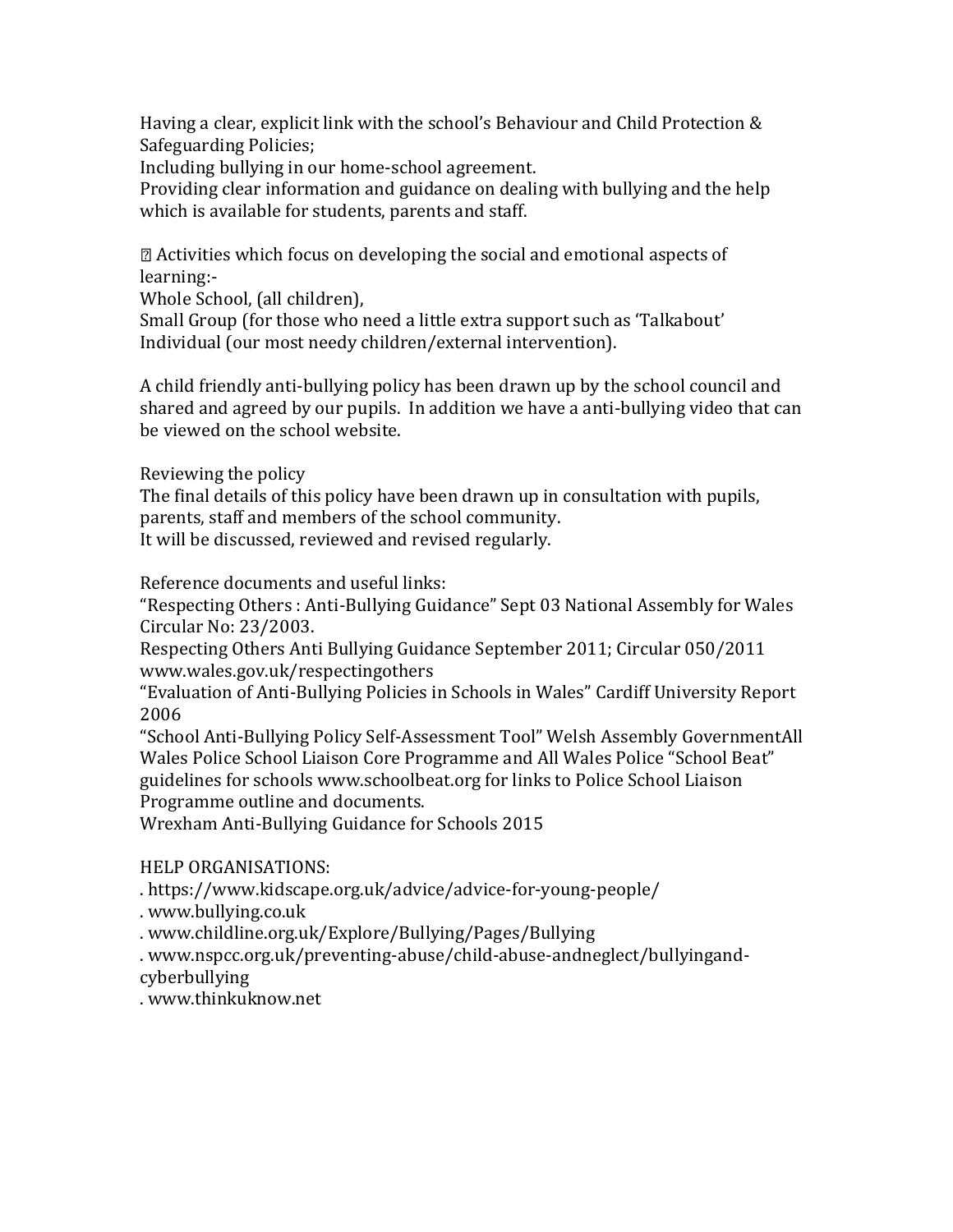Having a clear, explicit link with the school's Behaviour and Child Protection & Safeguarding Policies;
Including bullying in our home-school agreement.
Providing clear information and guidance on dealing with bullying and the help which is available for students, parents and staff.

 Activities which focus on developing the social and emotional aspects of learning:-
Whole School, (all children),
Small Group (for those who need a little extra support such as 'Talkabout'
Individual (our most needy children/external intervention).

A child friendly anti-bullying policy has been drawn up by the school council and shared and agreed by our pupils. In addition we have a anti-bullying video that can be viewed on the school website.

Reviewing the policy
The final details of this policy have been drawn up in consultation with pupils, parents, staff and members of the school community.
It will be discussed, reviewed and revised regularly.

Reference documents and useful links:
"Respecting Others : Anti-Bullying Guidance" Sept 03 National Assembly for Wales Circular No: 23/2003.
Respecting Others Anti Bullying Guidance September 2011; Circular 050/2011 www.wales.gov.uk/respectingothers
"Evaluation of Anti-Bullying Policies in Schools in Wales" Cardiff University Report 2006
"School Anti-Bullying Policy Self-Assessment Tool" Welsh Assembly GovernmentAll Wales Police School Liaison Core Programme and All Wales Police "School Beat" guidelines for schools www.schoolbeat.org for links to Police School Liaison Programme outline and documents.
Wrexham Anti-Bullying Guidance for Schools 2015

HELP ORGANISATIONS:
. https://www.kidscape.org.uk/advice/advice-for-young-people/
. www.bullying.co.uk
. www.childline.org.uk/Explore/Bullying/Pages/Bullying
. www.nspcc.org.uk/preventing-abuse/child-abuse-andneglect/bullyingand-cyberbullying
. www.thinkuknow.net